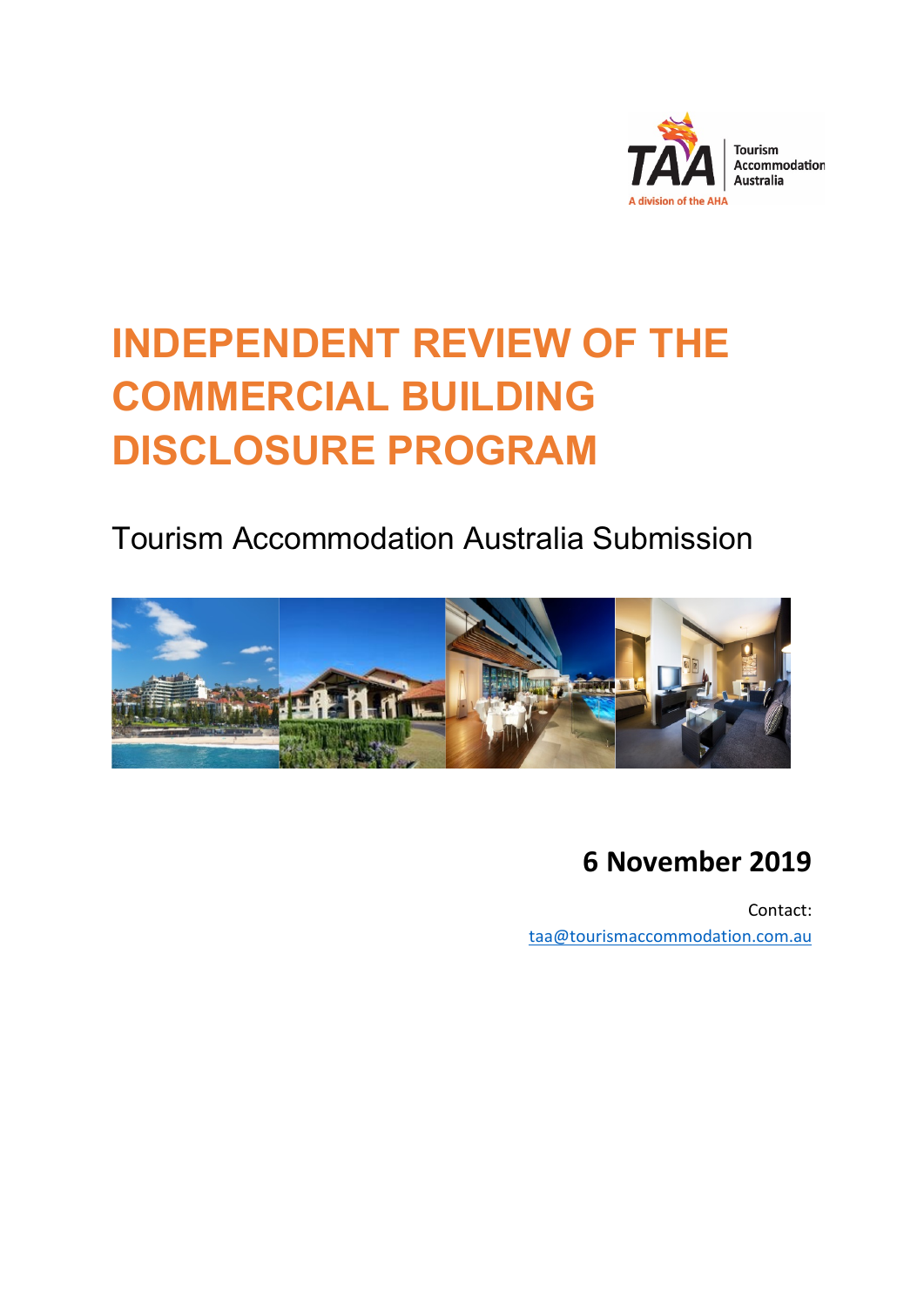# INDEPENDENT REVIEW OF THE COMMERCIAL BUILDING DISCLOSURE PROGRAM

Tourism Accommodation Australia Submission

## 6 November 2019

Contact:
taa@tourismaccommodation.com.au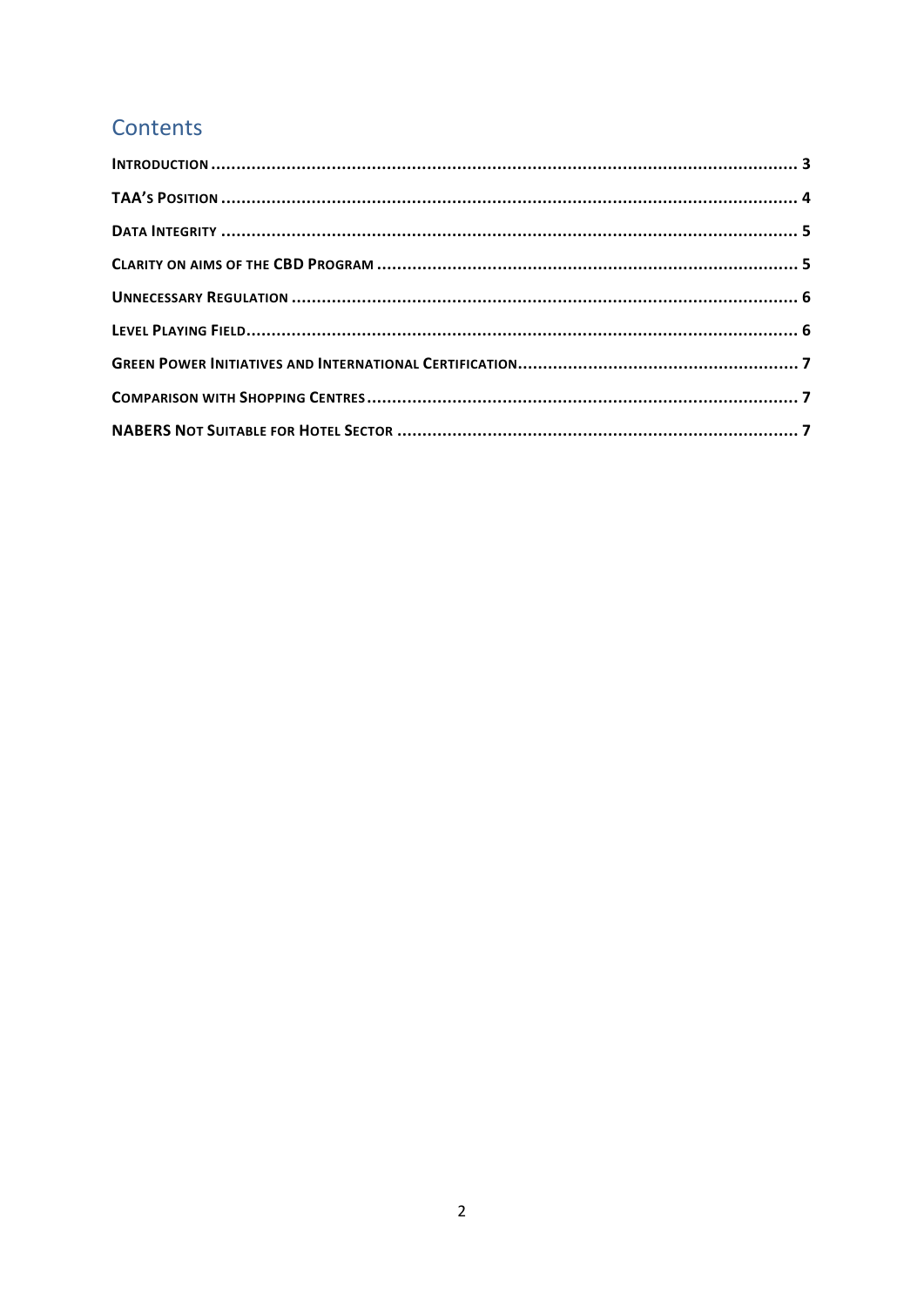## Contents

**INTRODUCTION** ............................................................ 3

**TAA'S POSITION** ............................................................ 4

**DATA INTEGRITY** ............................................................ 5

**CLARITY ON AIMS OF THE CBD PROGRAM** ............................................................ 5

**UNNECESSARY REGULATION** ............................................................ 6

**LEVEL PLAYING FIELD** ............................................................ 6

**GREEN POWER INITIATIVES AND INTERNATIONAL CERTIFICATION** ............................................................ 7

**COMPARISON WITH SHOPPING CENTRES** ............................................................ 7

**NABERS NOT SUITABLE FOR HOTEL SECTOR** ............................................................ 7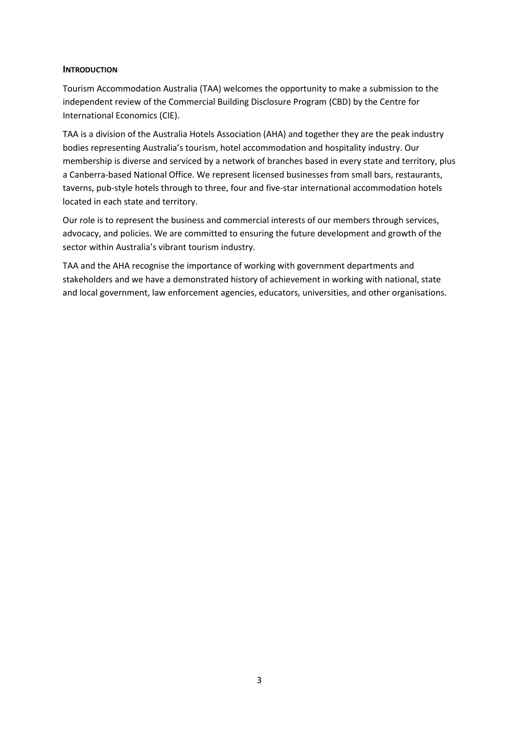## INTRODUCTION

Tourism Accommodation Australia (TAA) welcomes the opportunity to make a submission to the independent review of the Commercial Building Disclosure Program (CBD) by the Centre for International Economics (CIE).

TAA is a division of the Australia Hotels Association (AHA) and together they are the peak industry bodies representing Australia's tourism, hotel accommodation and hospitality industry. Our membership is diverse and serviced by a network of branches based in every state and territory, plus a Canberra-based National Office. We represent licensed businesses from small bars, restaurants, taverns, pub-style hotels through to three, four and five-star international accommodation hotels located in each state and territory.

Our role is to represent the business and commercial interests of our members through services, advocacy, and policies. We are committed to ensuring the future development and growth of the sector within Australia's vibrant tourism industry.

TAA and the AHA recognise the importance of working with government departments and stakeholders and we have a demonstrated history of achievement in working with national, state and local government, law enforcement agencies, educators, universities, and other organisations.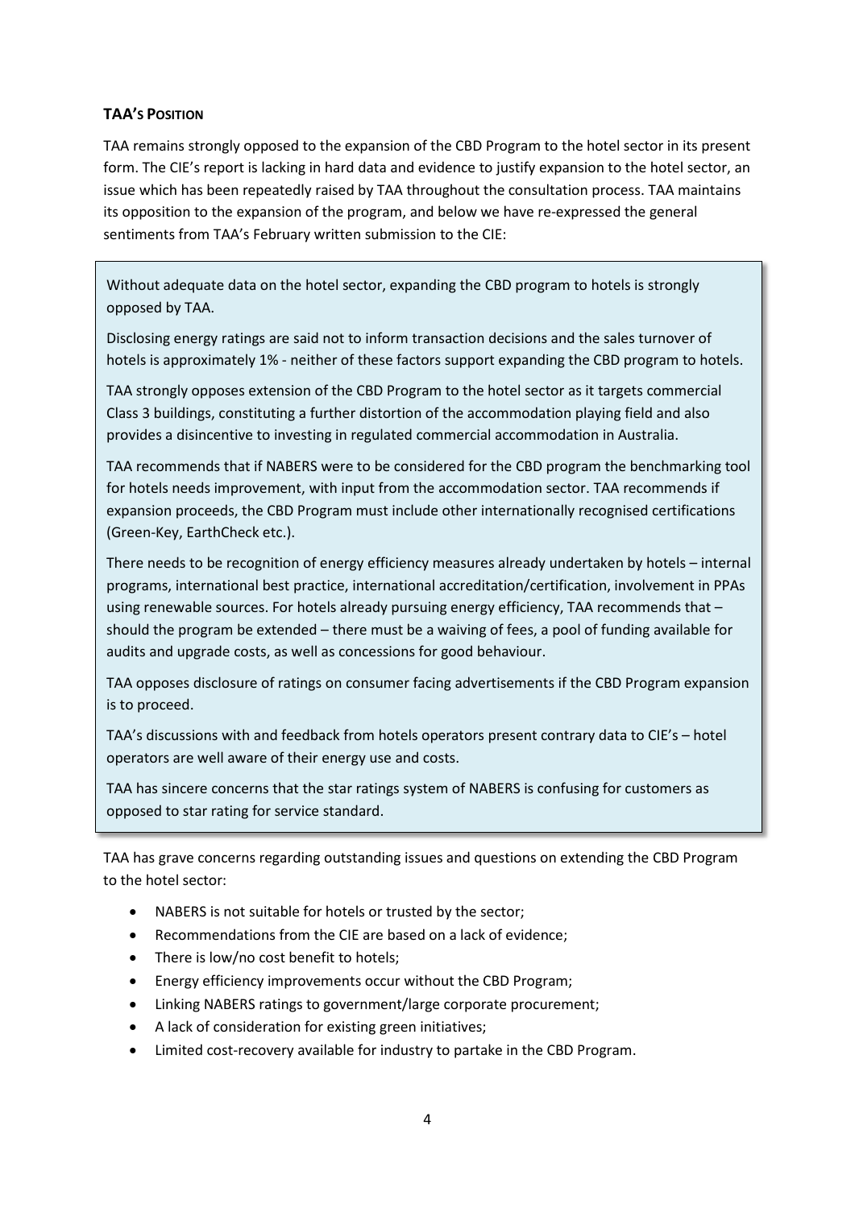### TAA's Position

TAA remains strongly opposed to the expansion of the CBD Program to the hotel sector in its present form. The CIE's report is lacking in hard data and evidence to justify expansion to the hotel sector, an issue which has been repeatedly raised by TAA throughout the consultation process. TAA maintains its opposition to the expansion of the program, and below we have re-expressed the general sentiments from TAA's February written submission to the CIE:

> Without adequate data on the hotel sector, expanding the CBD program to hotels is strongly opposed by TAA.
>
> Disclosing energy ratings are said not to inform transaction decisions and the sales turnover of hotels is approximately 1% - neither of these factors support expanding the CBD program to hotels.
>
> TAA strongly opposes extension of the CBD Program to the hotel sector as it targets commercial Class 3 buildings, constituting a further distortion of the accommodation playing field and also provides a disincentive to investing in regulated commercial accommodation in Australia.
>
> TAA recommends that if NABERS were to be considered for the CBD program the benchmarking tool for hotels needs improvement, with input from the accommodation sector. TAA recommends if expansion proceeds, the CBD Program must include other internationally recognised certifications (Green-Key, EarthCheck etc.).
>
> There needs to be recognition of energy efficiency measures already undertaken by hotels – internal programs, international best practice, international accreditation/certification, involvement in PPAs using renewable sources. For hotels already pursuing energy efficiency, TAA recommends that – should the program be extended – there must be a waiving of fees, a pool of funding available for audits and upgrade costs, as well as concessions for good behaviour.
>
> TAA opposes disclosure of ratings on consumer facing advertisements if the CBD Program expansion is to proceed.
>
> TAA's discussions with and feedback from hotels operators present contrary data to CIE's – hotel operators are well aware of their energy use and costs.
>
> TAA has sincere concerns that the star ratings system of NABERS is confusing for customers as opposed to star rating for service standard.

TAA has grave concerns regarding outstanding issues and questions on extending the CBD Program to the hotel sector:

- NABERS is not suitable for hotels or trusted by the sector;
- Recommendations from the CIE are based on a lack of evidence;
- There is low/no cost benefit to hotels;
- Energy efficiency improvements occur without the CBD Program;
- Linking NABERS ratings to government/large corporate procurement;
- A lack of consideration for existing green initiatives;
- Limited cost-recovery available for industry to partake in the CBD Program.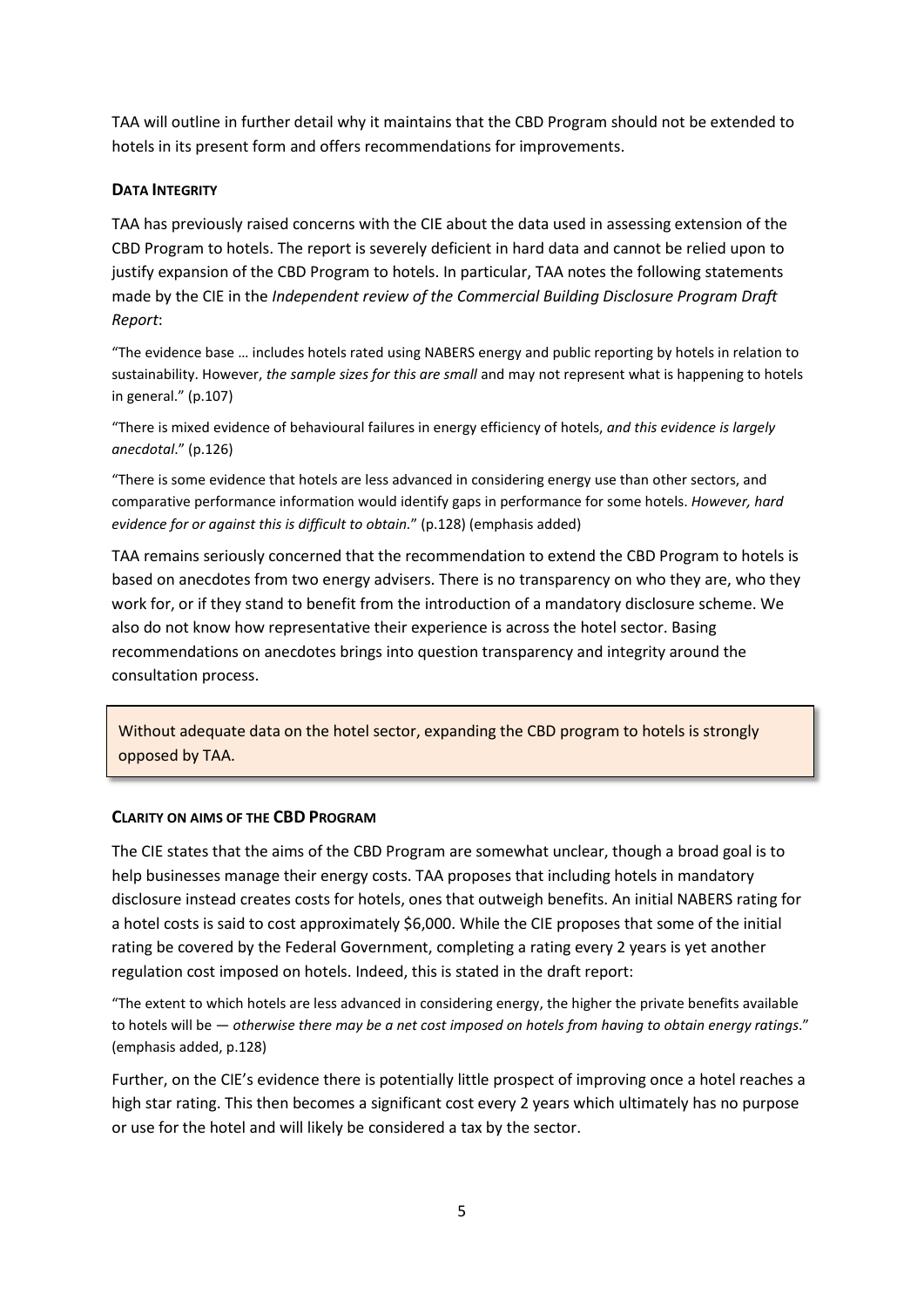TAA will outline in further detail why it maintains that the CBD Program should not be extended to hotels in its present form and offers recommendations for improvements.

### DATA INTEGRITY

TAA has previously raised concerns with the CIE about the data used in assessing extension of the CBD Program to hotels. The report is severely deficient in hard data and cannot be relied upon to justify expansion of the CBD Program to hotels. In particular, TAA notes the following statements made by the CIE in the *Independent review of the Commercial Building Disclosure Program Draft Report*:

"The evidence base … includes hotels rated using NABERS energy and public reporting by hotels in relation to sustainability. However, *the sample sizes for this are small* and may not represent what is happening to hotels in general." (p.107)

"There is mixed evidence of behavioural failures in energy efficiency of hotels, *and this evidence is largely anecdotal*." (p.126)

"There is some evidence that hotels are less advanced in considering energy use than other sectors, and comparative performance information would identify gaps in performance for some hotels. *However, hard evidence for or against this is difficult to obtain.*" (p.128) (emphasis added)

TAA remains seriously concerned that the recommendation to extend the CBD Program to hotels is based on anecdotes from two energy advisers. There is no transparency on who they are, who they work for, or if they stand to benefit from the introduction of a mandatory disclosure scheme. We also do not know how representative their experience is across the hotel sector. Basing recommendations on anecdotes brings into question transparency and integrity around the consultation process.

> Without adequate data on the hotel sector, expanding the CBD program to hotels is strongly opposed by TAA.

### CLARITY ON AIMS OF THE CBD PROGRAM

The CIE states that the aims of the CBD Program are somewhat unclear, though a broad goal is to help businesses manage their energy costs. TAA proposes that including hotels in mandatory disclosure instead creates costs for hotels, ones that outweigh benefits. An initial NABERS rating for a hotel costs is said to cost approximately $6,000. While the CIE proposes that some of the initial rating be covered by the Federal Government, completing a rating every 2 years is yet another regulation cost imposed on hotels. Indeed, this is stated in the draft report:

"The extent to which hotels are less advanced in considering energy, the higher the private benefits available to hotels will be — *otherwise there may be a net cost imposed on hotels from having to obtain energy ratings*." (emphasis added, p.128)

Further, on the CIE's evidence there is potentially little prospect of improving once a hotel reaches a high star rating. This then becomes a significant cost every 2 years which ultimately has no purpose or use for the hotel and will likely be considered a tax by the sector.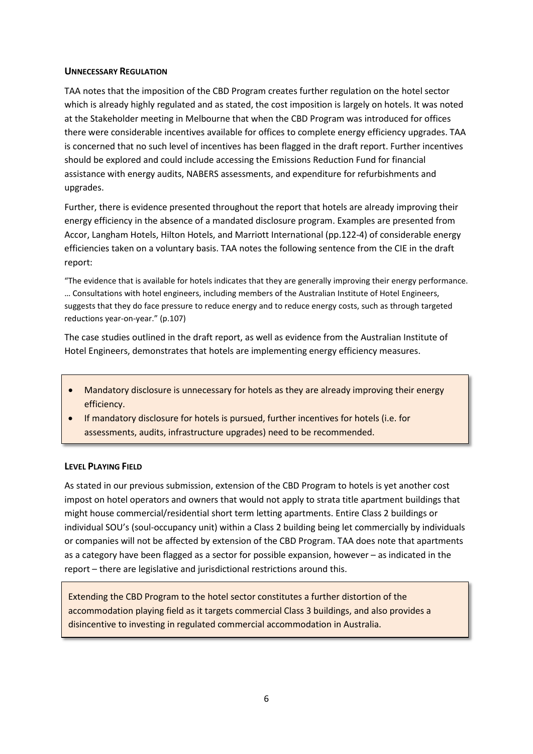## UNNECESSARY REGULATION

TAA notes that the imposition of the CBD Program creates further regulation on the hotel sector which is already highly regulated and as stated, the cost imposition is largely on hotels. It was noted at the Stakeholder meeting in Melbourne that when the CBD Program was introduced for offices there were considerable incentives available for offices to complete energy efficiency upgrades. TAA is concerned that no such level of incentives has been flagged in the draft report. Further incentives should be explored and could include accessing the Emissions Reduction Fund for financial assistance with energy audits, NABERS assessments, and expenditure for refurbishments and upgrades.

Further, there is evidence presented throughout the report that hotels are already improving their energy efficiency in the absence of a mandated disclosure program. Examples are presented from Accor, Langham Hotels, Hilton Hotels, and Marriott International (pp.122-4) of considerable energy efficiencies taken on a voluntary basis. TAA notes the following sentence from the CIE in the draft report:

"The evidence that is available for hotels indicates that they are generally improving their energy performance. … Consultations with hotel engineers, including members of the Australian Institute of Hotel Engineers, suggests that they do face pressure to reduce energy and to reduce energy costs, such as through targeted reductions year-on-year." (p.107)

The case studies outlined in the draft report, as well as evidence from the Australian Institute of Hotel Engineers, demonstrates that hotels are implementing energy efficiency measures.

- Mandatory disclosure is unnecessary for hotels as they are already improving their energy efficiency.
- If mandatory disclosure for hotels is pursued, further incentives for hotels (i.e. for assessments, audits, infrastructure upgrades) need to be recommended.

## LEVEL PLAYING FIELD

As stated in our previous submission, extension of the CBD Program to hotels is yet another cost impost on hotel operators and owners that would not apply to strata title apartment buildings that might house commercial/residential short term letting apartments. Entire Class 2 buildings or individual SOU's (soul-occupancy unit) within a Class 2 building being let commercially by individuals or companies will not be affected by extension of the CBD Program. TAA does note that apartments as a category have been flagged as a sector for possible expansion, however – as indicated in the report – there are legislative and jurisdictional restrictions around this.

Extending the CBD Program to the hotel sector constitutes a further distortion of the accommodation playing field as it targets commercial Class 3 buildings, and also provides a disincentive to investing in regulated commercial accommodation in Australia.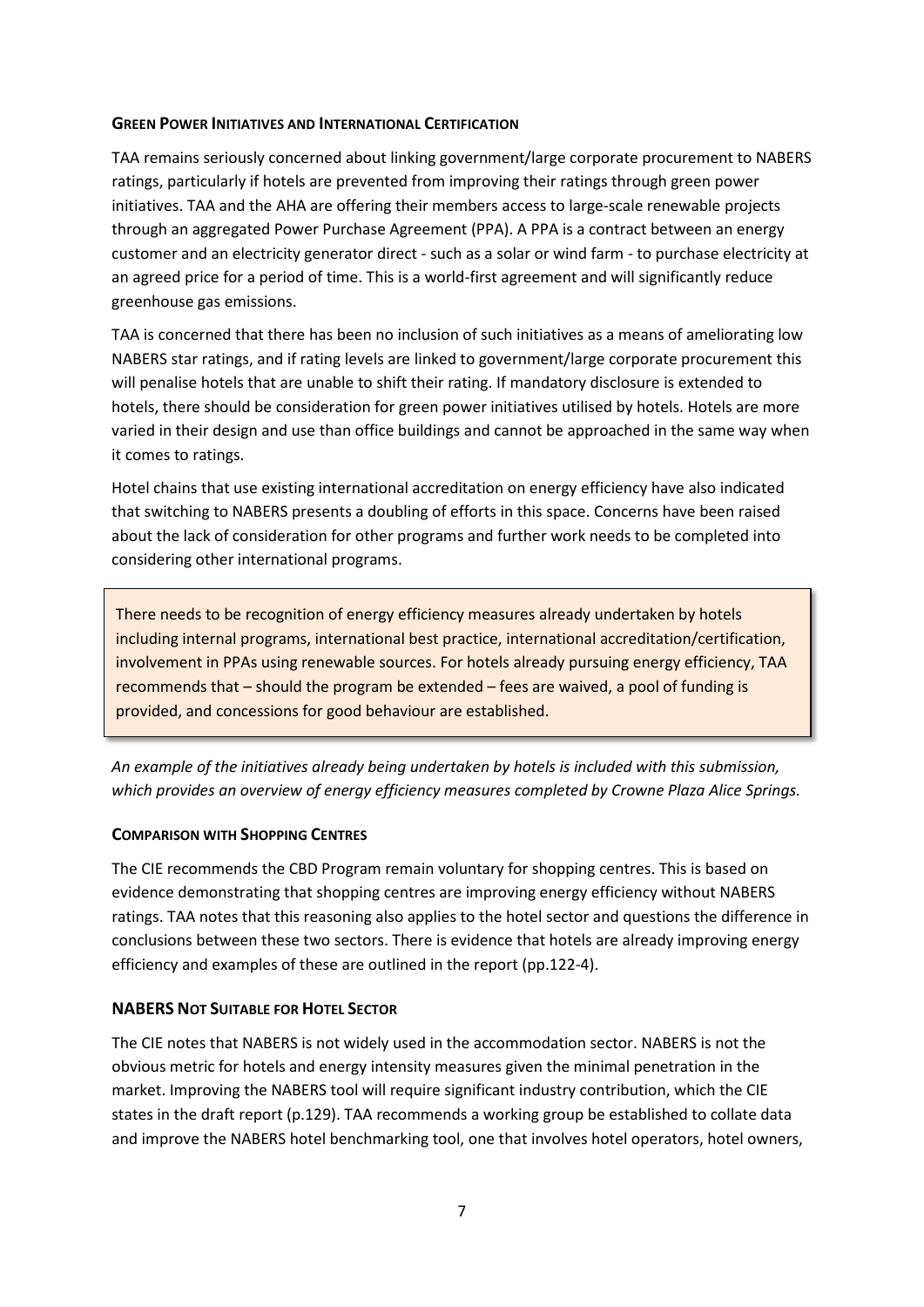### GREEN POWER INITIATIVES AND INTERNATIONAL CERTIFICATION

TAA remains seriously concerned about linking government/large corporate procurement to NABERS ratings, particularly if hotels are prevented from improving their ratings through green power initiatives. TAA and the AHA are offering their members access to large-scale renewable projects through an aggregated Power Purchase Agreement (PPA). A PPA is a contract between an energy customer and an electricity generator direct - such as a solar or wind farm - to purchase electricity at an agreed price for a period of time. This is a world-first agreement and will significantly reduce greenhouse gas emissions.

TAA is concerned that there has been no inclusion of such initiatives as a means of ameliorating low NABERS star ratings, and if rating levels are linked to government/large corporate procurement this will penalise hotels that are unable to shift their rating. If mandatory disclosure is extended to hotels, there should be consideration for green power initiatives utilised by hotels. Hotels are more varied in their design and use than office buildings and cannot be approached in the same way when it comes to ratings.

Hotel chains that use existing international accreditation on energy efficiency have also indicated that switching to NABERS presents a doubling of efforts in this space. Concerns have been raised about the lack of consideration for other programs and further work needs to be completed into considering other international programs.

> There needs to be recognition of energy efficiency measures already undertaken by hotels including internal programs, international best practice, international accreditation/certification, involvement in PPAs using renewable sources. For hotels already pursuing energy efficiency, TAA recommends that – should the program be extended – fees are waived, a pool of funding is provided, and concessions for good behaviour are established.

*An example of the initiatives already being undertaken by hotels is included with this submission, which provides an overview of energy efficiency measures completed by Crowne Plaza Alice Springs.*

### COMPARISON WITH SHOPPING CENTRES

The CIE recommends the CBD Program remain voluntary for shopping centres. This is based on evidence demonstrating that shopping centres are improving energy efficiency without NABERS ratings. TAA notes that this reasoning also applies to the hotel sector and questions the difference in conclusions between these two sectors. There is evidence that hotels are already improving energy efficiency and examples of these are outlined in the report (pp.122-4).

### NABERS NOT SUITABLE FOR HOTEL SECTOR

The CIE notes that NABERS is not widely used in the accommodation sector. NABERS is not the obvious metric for hotels and energy intensity measures given the minimal penetration in the market. Improving the NABERS tool will require significant industry contribution, which the CIE states in the draft report (p.129). TAA recommends a working group be established to collate data and improve the NABERS hotel benchmarking tool, one that involves hotel operators, hotel owners,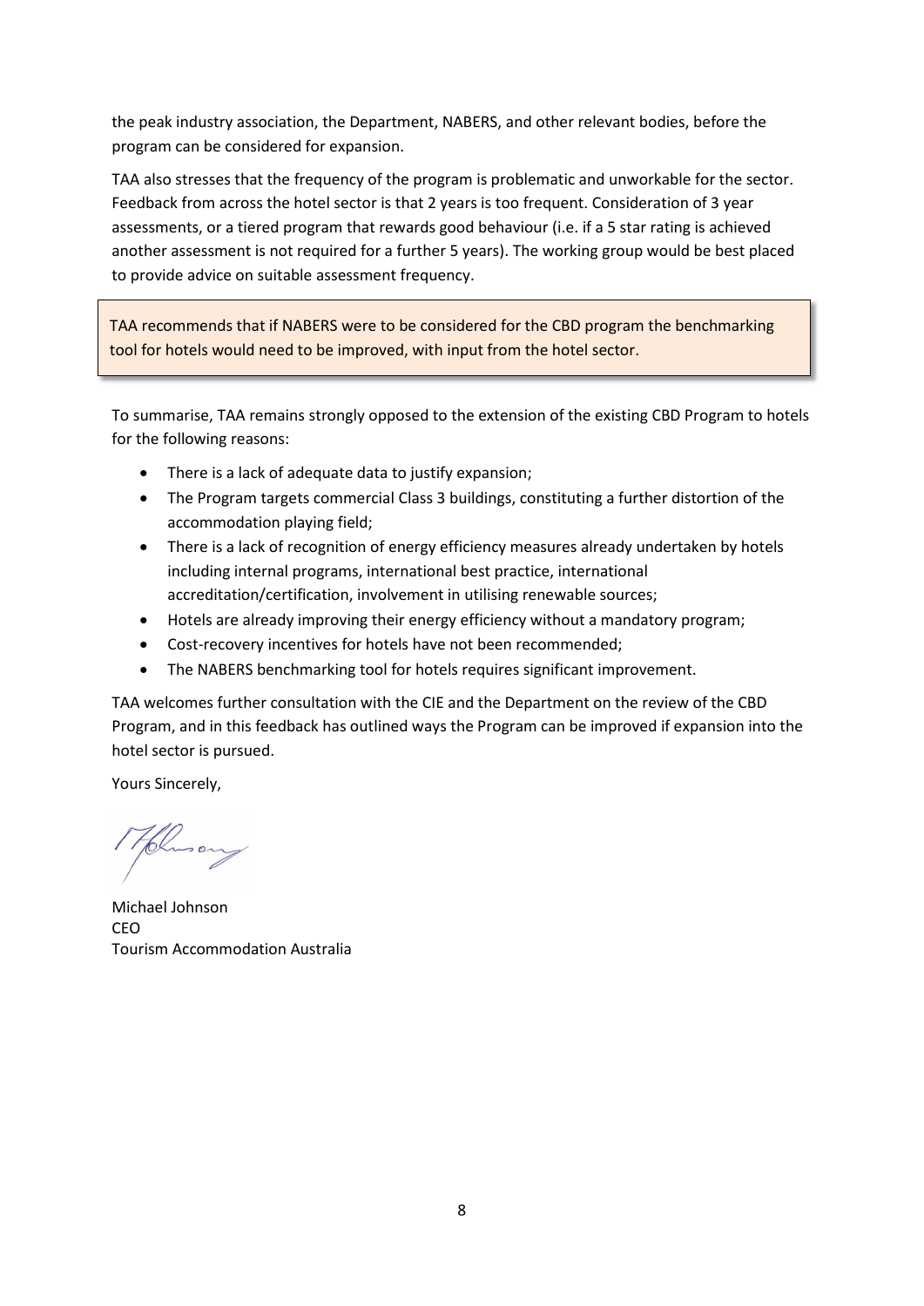the peak industry association, the Department, NABERS, and other relevant bodies, before the program can be considered for expansion.

TAA also stresses that the frequency of the program is problematic and unworkable for the sector. Feedback from across the hotel sector is that 2 years is too frequent. Consideration of 3 year assessments, or a tiered program that rewards good behaviour (i.e. if a 5 star rating is achieved another assessment is not required for a further 5 years). The working group would be best placed to provide advice on suitable assessment frequency.

> TAA recommends that if NABERS were to be considered for the CBD program the benchmarking tool for hotels would need to be improved, with input from the hotel sector.

To summarise, TAA remains strongly opposed to the extension of the existing CBD Program to hotels for the following reasons:

- There is a lack of adequate data to justify expansion;
- The Program targets commercial Class 3 buildings, constituting a further distortion of the accommodation playing field;
- There is a lack of recognition of energy efficiency measures already undertaken by hotels including internal programs, international best practice, international accreditation/certification, involvement in utilising renewable sources;
- Hotels are already improving their energy efficiency without a mandatory program;
- Cost-recovery incentives for hotels have not been recommended;
- The NABERS benchmarking tool for hotels requires significant improvement.

TAA welcomes further consultation with the CIE and the Department on the review of the CBD Program, and in this feedback has outlined ways the Program can be improved if expansion into the hotel sector is pursued.

Yours Sincerely,

Michael Johnson
CEO
Tourism Accommodation Australia